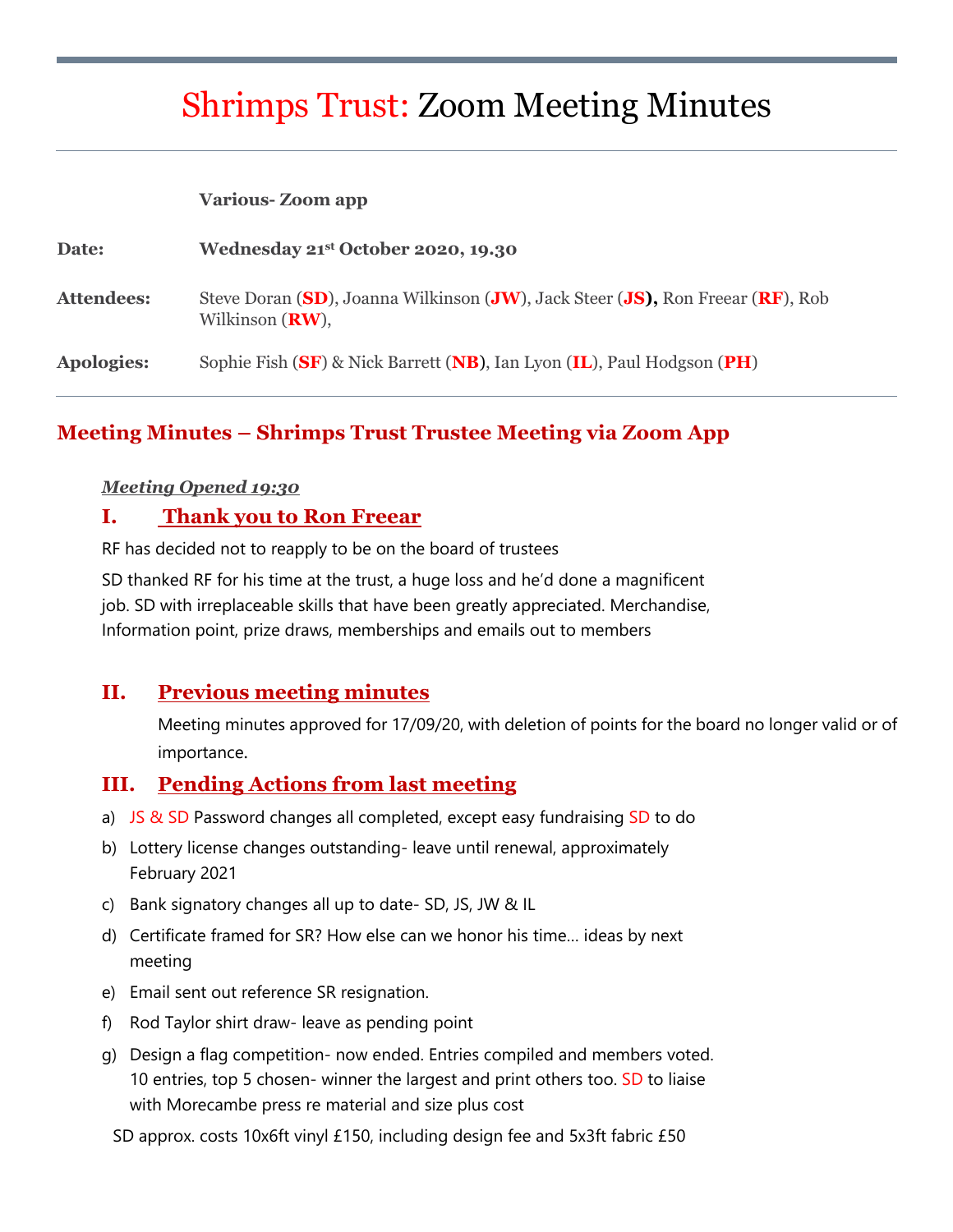# Shrimps Trust: Zoom Meeting Minutes

| | |
|---|---|
| | **Various- Zoom app** |
| **Date:** | **Wednesday 21st October 2020, 19.30** |
| **Attendees:** | Steve Doran (**SD**), Joanna Wilkinson (**JW**), Jack Steer (**JS**), Ron Freear (**RF**), Rob Wilkinson (**RW**), |
| **Apologies:** | Sophie Fish (**SF**) & Nick Barrett (**NB**), Ian Lyon (**IL**), Paul Hodgson (**PH**) |

## Meeting Minutes – Shrimps Trust Trustee Meeting via Zoom App

***Meeting Opened 19:30***

### I. Thank you to Ron Freear

RF has decided not to reapply to be on the board of trustees

SD thanked RF for his time at the trust, a huge loss and he'd done a magnificent job. SD with irreplaceable skills that have been greatly appreciated. Merchandise, Information point, prize draws, memberships and emails out to members

### II. Previous meeting minutes

Meeting minutes approved for 17/09/20, with deletion of points for the board no longer valid or of importance.

### III. Pending Actions from last meeting

a) JS & SD Password changes all completed, except easy fundraising SD to do
b) Lottery license changes outstanding- leave until renewal, approximately February 2021
c) Bank signatory changes all up to date- SD, JS, JW & IL
d) Certificate framed for SR? How else can we honor his time… ideas by next meeting
e) Email sent out reference SR resignation.
f) Rod Taylor shirt draw- leave as pending point
g) Design a flag competition- now ended. Entries compiled and members voted. 10 entries, top 5 chosen- winner the largest and print others too. SD to liaise with Morecambe press re material and size plus cost

SD approx. costs 10x6ft vinyl £150, including design fee and 5x3ft fabric £50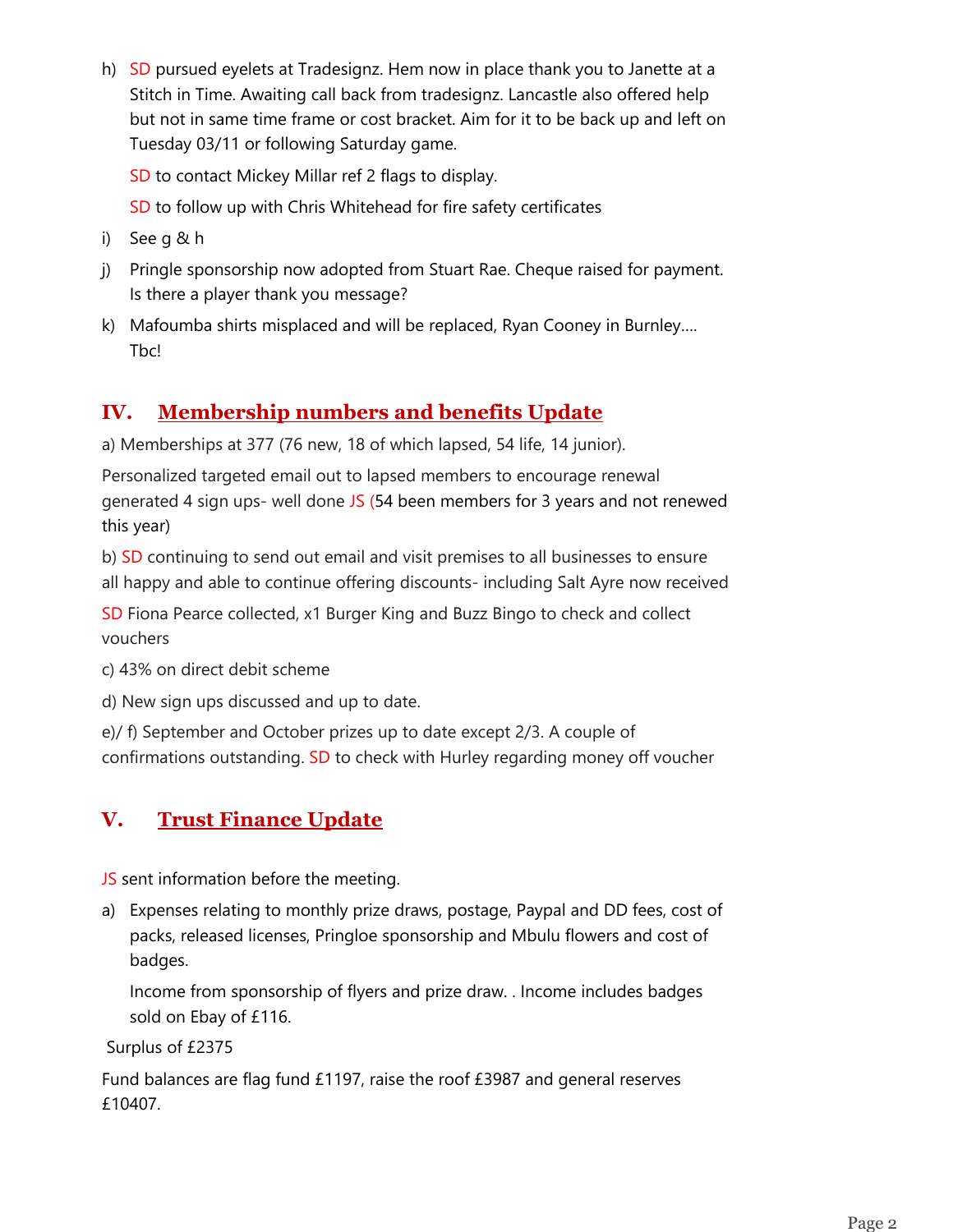h) SD pursued eyelets at Tradesignz. Hem now in place thank you to Janette at a Stitch in Time. Awaiting call back from tradesignz. Lancastle also offered help but not in same time frame or cost bracket. Aim for it to be back up and left on Tuesday 03/11 or following Saturday game.

   SD to contact Mickey Millar ref 2 flags to display.

   SD to follow up with Chris Whitehead for fire safety certificates

i) See g & h

j) Pringle sponsorship now adopted from Stuart Rae. Cheque raised for payment. Is there a player thank you message?

k) Mafoumba shirts misplaced and will be replaced, Ryan Cooney in Burnley…. Tbc!

## IV. Membership numbers and benefits Update

a) Memberships at 377 (76 new, 18 of which lapsed, 54 life, 14 junior).

Personalized targeted email out to lapsed members to encourage renewal generated 4 sign ups- well done JS (54 been members for 3 years and not renewed this year)

b) SD continuing to send out email and visit premises to all businesses to ensure all happy and able to continue offering discounts- including Salt Ayre now received

SD Fiona Pearce collected, x1 Burger King and Buzz Bingo to check and collect vouchers

c) 43% on direct debit scheme

d) New sign ups discussed and up to date.

e)/ f) September and October prizes up to date except 2/3. A couple of confirmations outstanding. SD to check with Hurley regarding money off voucher

## V. Trust Finance Update

JS sent information before the meeting.

a) Expenses relating to monthly prize draws, postage, Paypal and DD fees, cost of packs, released licenses, Pringloe sponsorship and Mbulu flowers and cost of badges.

   Income from sponsorship of flyers and prize draw. . Income includes badges sold on Ebay of £116.

Surplus of £2375

Fund balances are flag fund £1197, raise the roof £3987 and general reserves £10407.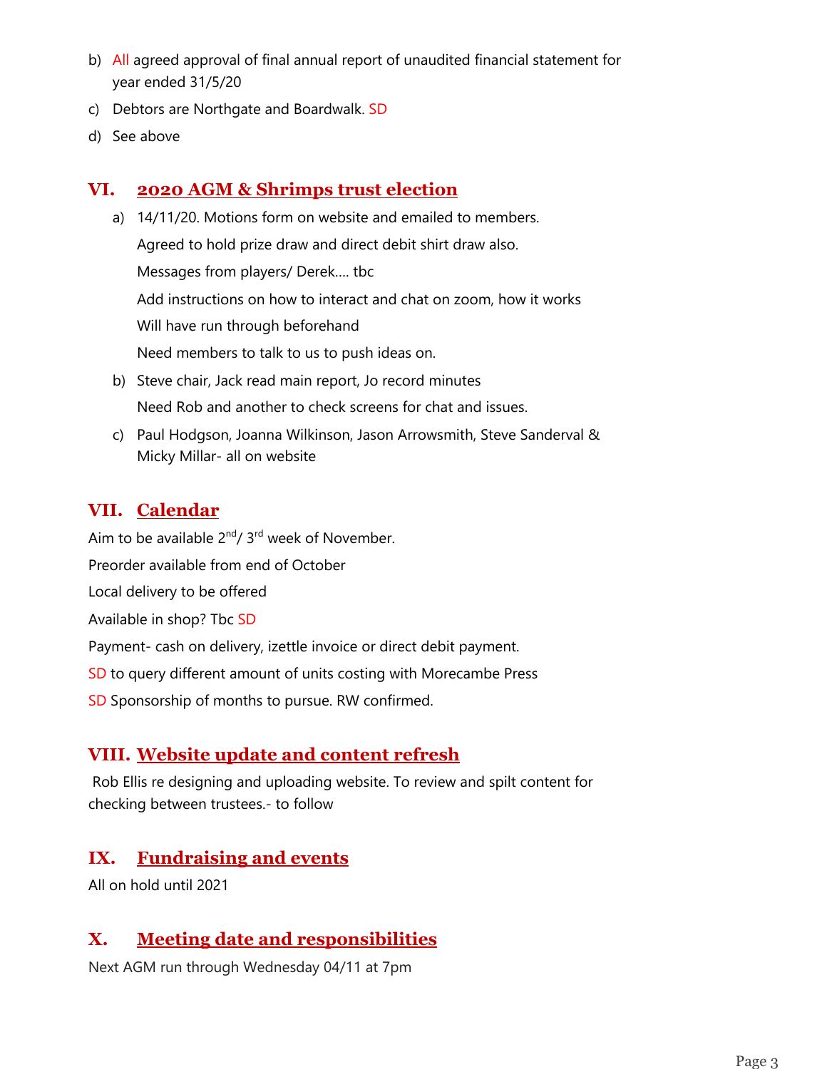b) All agreed approval of final annual report of unaudited financial statement for year ended 31/5/20

c) Debtors are Northgate and Boardwalk. SD

d) See above

## VI. 2020 AGM & Shrimps trust election

a) 14/11/20. Motions form on website and emailed to members.

   Agreed to hold prize draw and direct debit shirt draw also.

   Messages from players/ Derek…. tbc

   Add instructions on how to interact and chat on zoom, how it works

   Will have run through beforehand

   Need members to talk to us to push ideas on.

b) Steve chair, Jack read main report, Jo record minutes

   Need Rob and another to check screens for chat and issues.

c) Paul Hodgson, Joanna Wilkinson, Jason Arrowsmith, Steve Sanderval & Micky Millar- all on website

## VII. Calendar

Aim to be available 2nd/ 3rd week of November.

Preorder available from end of October

Local delivery to be offered

Available in shop? Tbc SD

Payment- cash on delivery, izettle invoice or direct debit payment.

SD to query different amount of units costing with Morecambe Press

SD Sponsorship of months to pursue. RW confirmed.

## VIII. Website update and content refresh

Rob Ellis re designing and uploading website. To review and spilt content for checking between trustees.- to follow

## IX. Fundraising and events

All on hold until 2021

## X. Meeting date and responsibilities

Next AGM run through Wednesday 04/11 at 7pm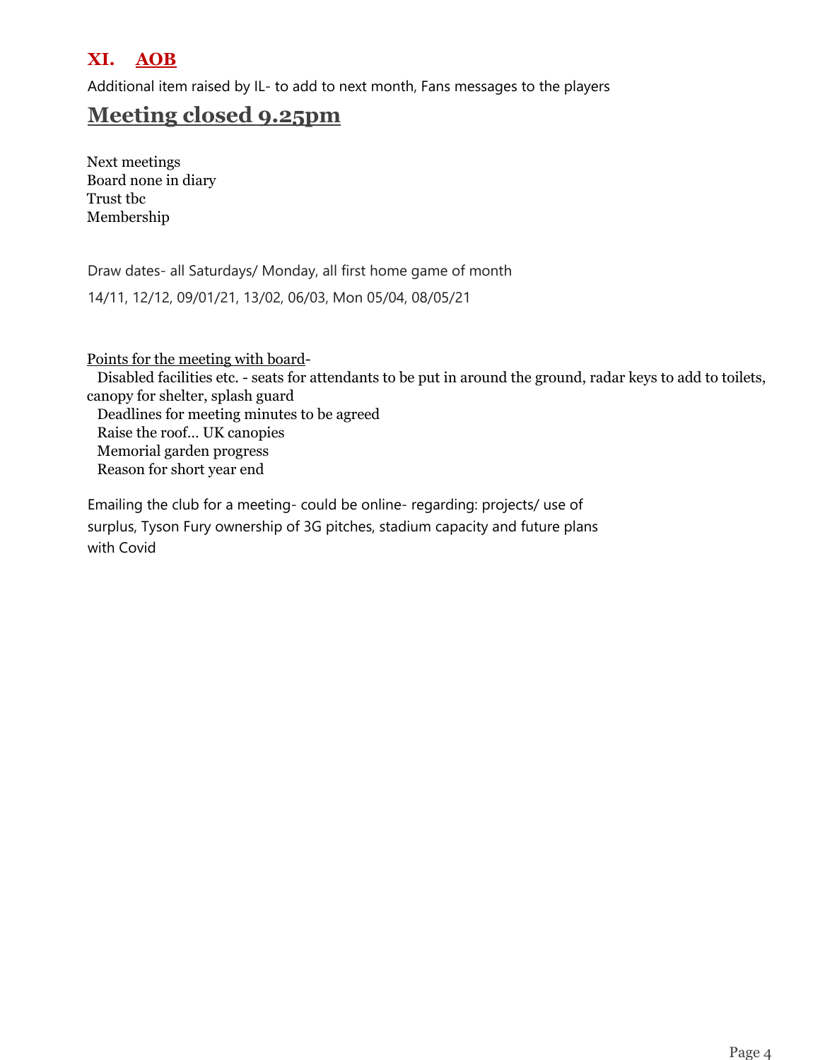## XI. AOB

Additional item raised by IL- to add to next month, Fans messages to the players

## Meeting closed 9.25pm

Next meetings
Board none in diary
Trust tbc
Membership

Draw dates- all Saturdays/ Monday, all first home game of month

14/11, 12/12, 09/01/21, 13/02, 06/03, Mon 05/04, 08/05/21

Points for the meeting with board-

- Disabled facilities etc. - seats for attendants to be put in around the ground, radar keys to add to toilets, canopy for shelter, splash guard
- Deadlines for meeting minutes to be agreed
- Raise the roof… UK canopies
- Memorial garden progress
- Reason for short year end

Emailing the club for a meeting- could be online- regarding: projects/ use of surplus, Tyson Fury ownership of 3G pitches, stadium capacity and future plans with Covid